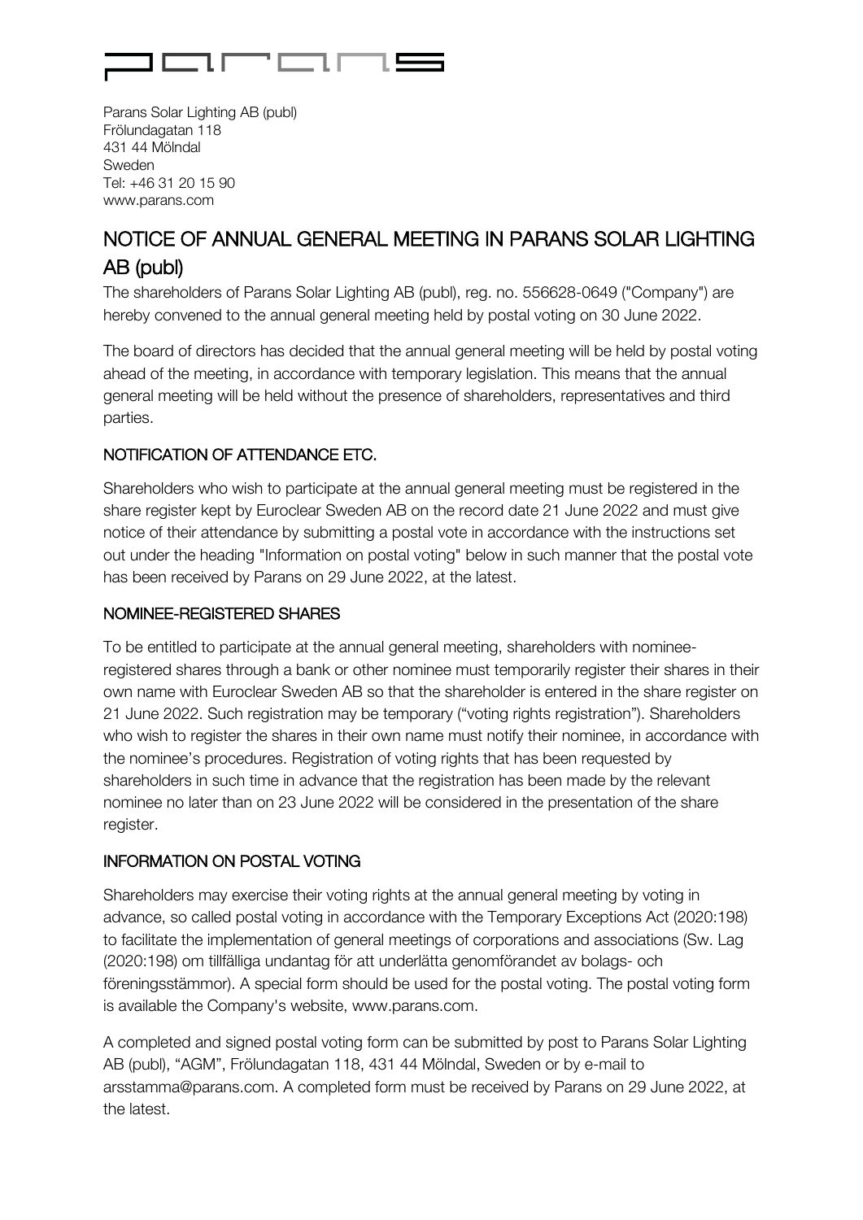Parans Solar Lighting AB (publ)
Frölundagatan 118
431 44 Mölndal
Sweden
Tel: +46 31 20 15 90
www.parans.com

# NOTICE OF ANNUAL GENERAL MEETING IN PARANS SOLAR LIGHTING AB (publ)

The shareholders of Parans Solar Lighting AB (publ), reg. no. 556628-0649 ("Company") are hereby convened to the annual general meeting held by postal voting on 30 June 2022.

The board of directors has decided that the annual general meeting will be held by postal voting ahead of the meeting, in accordance with temporary legislation. This means that the annual general meeting will be held without the presence of shareholders, representatives and third parties.

## NOTIFICATION OF ATTENDANCE ETC.

Shareholders who wish to participate at the annual general meeting must be registered in the share register kept by Euroclear Sweden AB on the record date 21 June 2022 and must give notice of their attendance by submitting a postal vote in accordance with the instructions set out under the heading "Information on postal voting" below in such manner that the postal vote has been received by Parans on 29 June 2022, at the latest.

## NOMINEE-REGISTERED SHARES

To be entitled to participate at the annual general meeting, shareholders with nominee-registered shares through a bank or other nominee must temporarily register their shares in their own name with Euroclear Sweden AB so that the shareholder is entered in the share register on 21 June 2022. Such registration may be temporary ("voting rights registration"). Shareholders who wish to register the shares in their own name must notify their nominee, in accordance with the nominee's procedures. Registration of voting rights that has been requested by shareholders in such time in advance that the registration has been made by the relevant nominee no later than on 23 June 2022 will be considered in the presentation of the share register.

## INFORMATION ON POSTAL VOTING

Shareholders may exercise their voting rights at the annual general meeting by voting in advance, so called postal voting in accordance with the Temporary Exceptions Act (2020:198) to facilitate the implementation of general meetings of corporations and associations (Sw. Lag (2020:198) om tillfälliga undantag för att underlätta genomförandet av bolags- och föreningsstämmor). A special form should be used for the postal voting. The postal voting form is available the Company's website, www.parans.com.

A completed and signed postal voting form can be submitted by post to Parans Solar Lighting AB (publ), "AGM", Frölundagatan 118, 431 44 Mölndal, Sweden or by e-mail to arsstamma@parans.com. A completed form must be received by Parans on 29 June 2022, at the latest.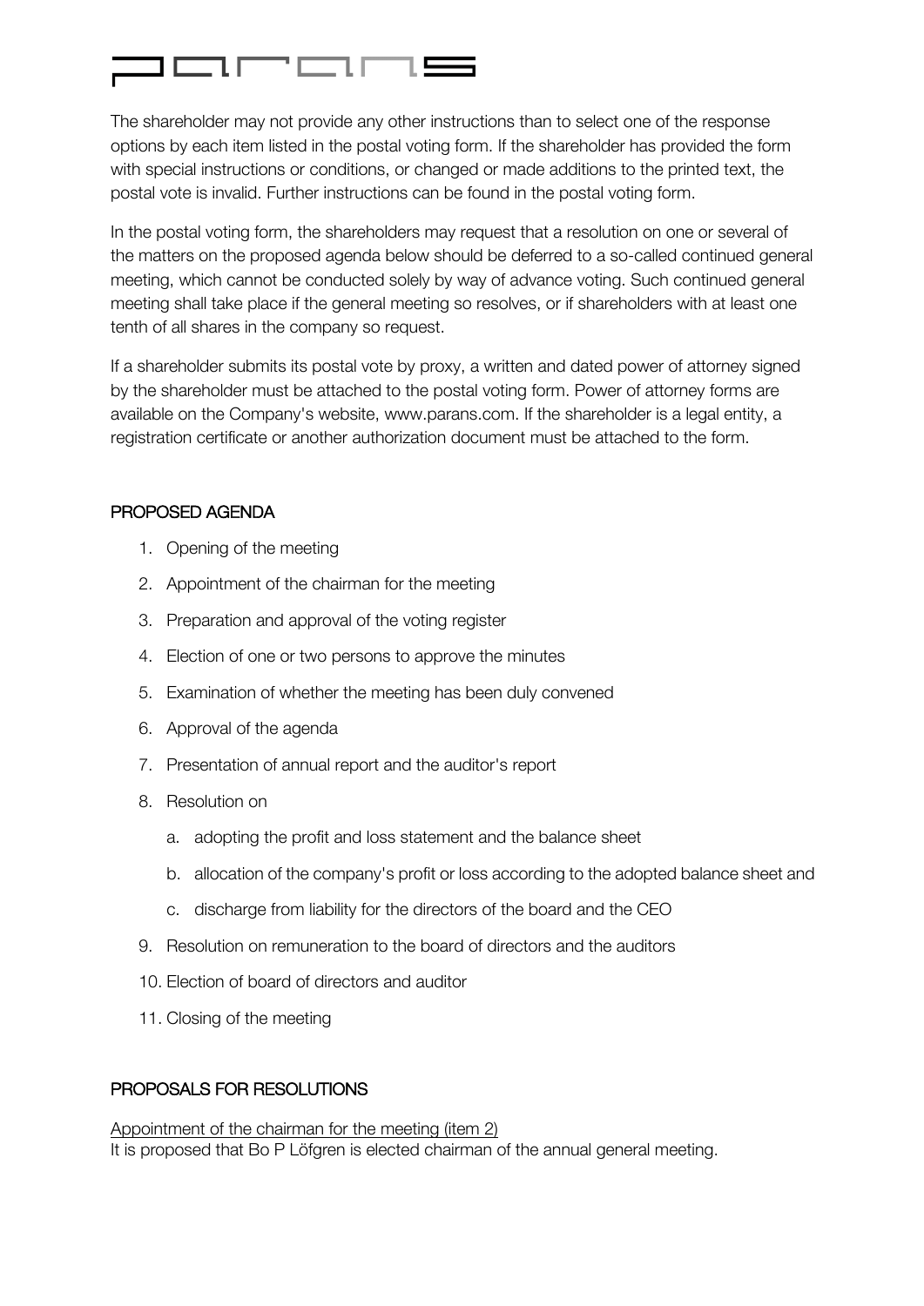The shareholder may not provide any other instructions than to select one of the response options by each item listed in the postal voting form. If the shareholder has provided the form with special instructions or conditions, or changed or made additions to the printed text, the postal vote is invalid. Further instructions can be found in the postal voting form.

In the postal voting form, the shareholders may request that a resolution on one or several of the matters on the proposed agenda below should be deferred to a so-called continued general meeting, which cannot be conducted solely by way of advance voting. Such continued general meeting shall take place if the general meeting so resolves, or if shareholders with at least one tenth of all shares in the company so request.

If a shareholder submits its postal vote by proxy, a written and dated power of attorney signed by the shareholder must be attached to the postal voting form. Power of attorney forms are available on the Company's website, www.parans.com. If the shareholder is a legal entity, a registration certificate or another authorization document must be attached to the form.

## PROPOSED AGENDA

1. Opening of the meeting
2. Appointment of the chairman for the meeting
3. Preparation and approval of the voting register
4. Election of one or two persons to approve the minutes
5. Examination of whether the meeting has been duly convened
6. Approval of the agenda
7. Presentation of annual report and the auditor's report
8. Resolution on
   a. adopting the profit and loss statement and the balance sheet
   b. allocation of the company's profit or loss according to the adopted balance sheet and
   c. discharge from liability for the directors of the board and the CEO
9. Resolution on remuneration to the board of directors and the auditors
10. Election of board of directors and auditor
11. Closing of the meeting

## PROPOSALS FOR RESOLUTIONS

Appointment of the chairman for the meeting (item 2)
It is proposed that Bo P Löfgren is elected chairman of the annual general meeting.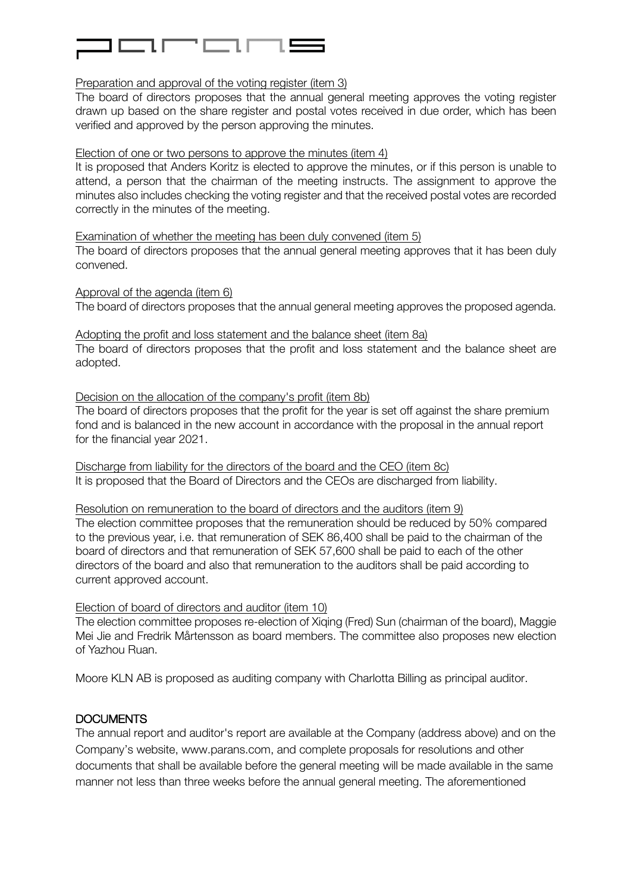Preparation and approval of the voting register (item 3)

The board of directors proposes that the annual general meeting approves the voting register drawn up based on the share register and postal votes received in due order, which has been verified and approved by the person approving the minutes.

Election of one or two persons to approve the minutes (item 4)

It is proposed that Anders Koritz is elected to approve the minutes, or if this person is unable to attend, a person that the chairman of the meeting instructs. The assignment to approve the minutes also includes checking the voting register and that the received postal votes are recorded correctly in the minutes of the meeting.

Examination of whether the meeting has been duly convened (item 5)

The board of directors proposes that the annual general meeting approves that it has been duly convened.

Approval of the agenda (item 6)

The board of directors proposes that the annual general meeting approves the proposed agenda.

Adopting the profit and loss statement and the balance sheet (item 8a)

The board of directors proposes that the profit and loss statement and the balance sheet are adopted.

Decision on the allocation of the company's profit (item 8b)

The board of directors proposes that the profit for the year is set off against the share premium fond and is balanced in the new account in accordance with the proposal in the annual report for the financial year 2021.

Discharge from liability for the directors of the board and the CEO (item 8c)

It is proposed that the Board of Directors and the CEOs are discharged from liability.

Resolution on remuneration to the board of directors and the auditors (item 9)

The election committee proposes that the remuneration should be reduced by 50% compared to the previous year, i.e. that remuneration of SEK 86,400 shall be paid to the chairman of the board of directors and that remuneration of SEK 57,600 shall be paid to each of the other directors of the board and also that remuneration to the auditors shall be paid according to current approved account.

Election of board of directors and auditor (item 10)

The election committee proposes re-election of Xiqing (Fred) Sun (chairman of the board), Maggie Mei Jie and Fredrik Mårtensson as board members. The committee also proposes new election of Yazhou Ruan.

Moore KLN AB is proposed as auditing company with Charlotta Billing as principal auditor.

## DOCUMENTS

The annual report and auditor's report are available at the Company (address above) and on the Company's website, www.parans.com, and complete proposals for resolutions and other documents that shall be available before the general meeting will be made available in the same manner not less than three weeks before the annual general meeting. The aforementioned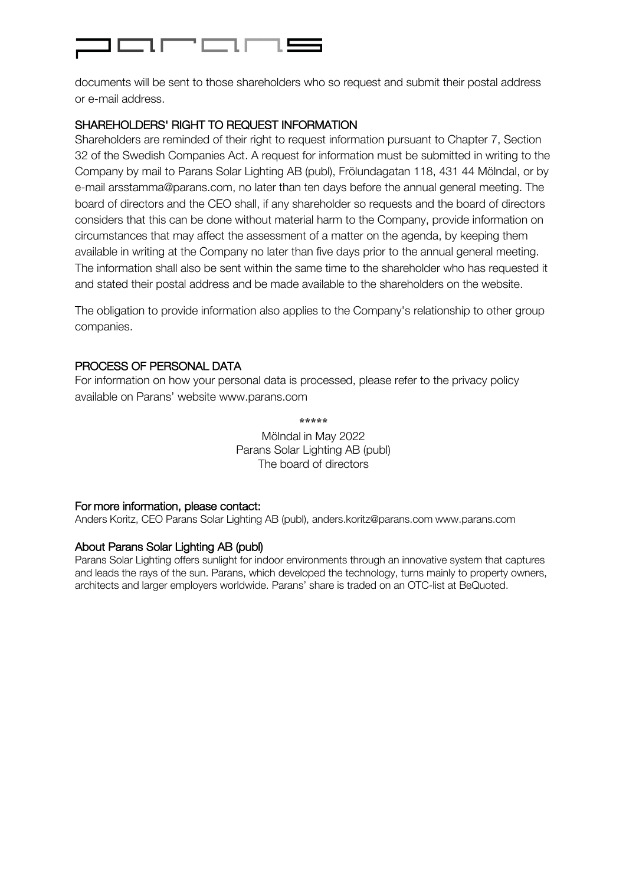documents will be sent to those shareholders who so request and submit their postal address or e-mail address.

## SHAREHOLDERS' RIGHT TO REQUEST INFORMATION

Shareholders are reminded of their right to request information pursuant to Chapter 7, Section 32 of the Swedish Companies Act. A request for information must be submitted in writing to the Company by mail to Parans Solar Lighting AB (publ), Frölundagatan 118, 431 44 Mölndal, or by e-mail arsstamma@parans.com, no later than ten days before the annual general meeting. The board of directors and the CEO shall, if any shareholder so requests and the board of directors considers that this can be done without material harm to the Company, provide information on circumstances that may affect the assessment of a matter on the agenda, by keeping them available in writing at the Company no later than five days prior to the annual general meeting. The information shall also be sent within the same time to the shareholder who has requested it and stated their postal address and be made available to the shareholders on the website.

The obligation to provide information also applies to the Company's relationship to other group companies.

## PROCESS OF PERSONAL DATA

For information on how your personal data is processed, please refer to the privacy policy available on Parans' website www.parans.com

*****

Mölndal in May 2022
Parans Solar Lighting AB (publ)
The board of directors

### For more information, please contact:

Anders Koritz, CEO Parans Solar Lighting AB (publ), anders.koritz@parans.com www.parans.com

### About Parans Solar Lighting AB (publ)

Parans Solar Lighting offers sunlight for indoor environments through an innovative system that captures and leads the rays of the sun. Parans, which developed the technology, turns mainly to property owners, architects and larger employers worldwide. Parans' share is traded on an OTC-list at BeQuoted.